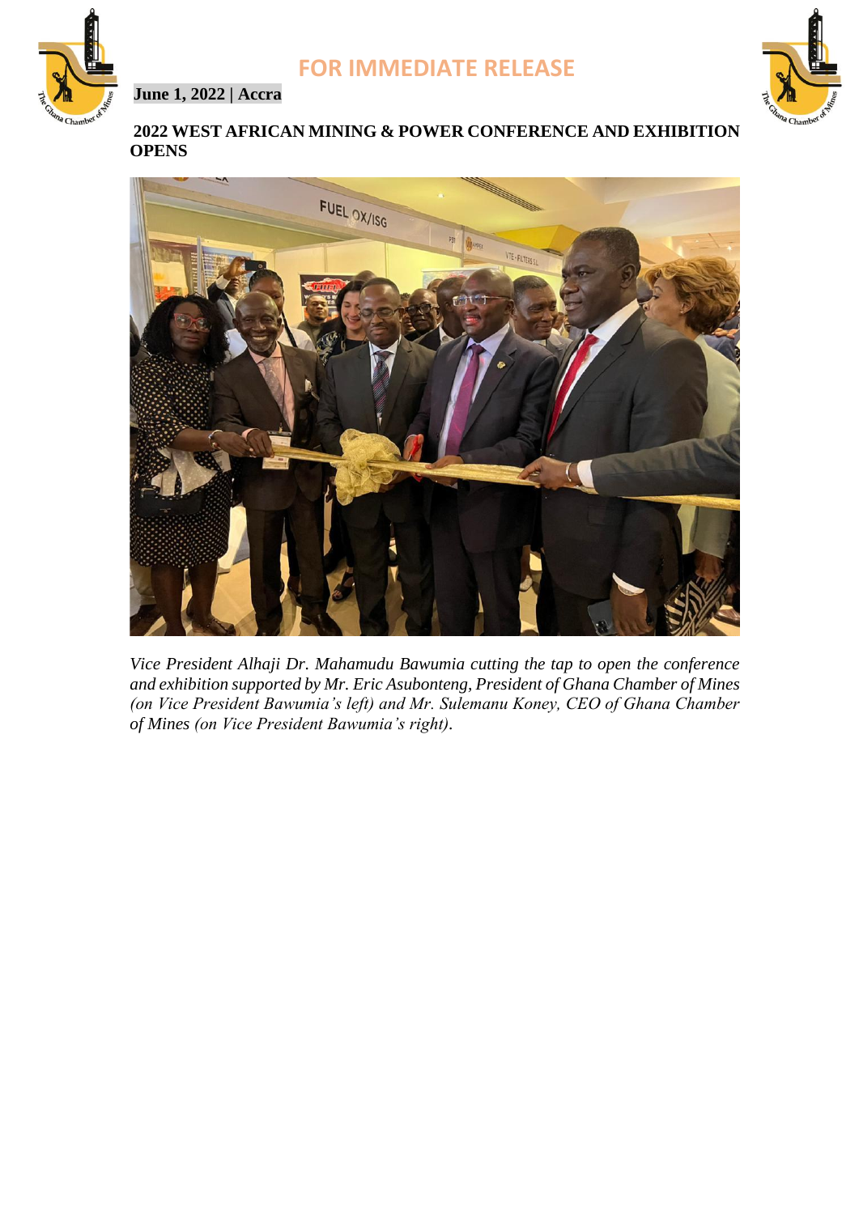**FOR IMMEDIATE RELEASE**

**June 1, 2022 | Accra**

# 2022 WEST AFRICAN MINING & POWER CONFERENCE AND EXHIBITION OPENS

*Vice President Alhaji Dr. Mahamudu Bawumia cutting the tap to open the conference and exhibition supported by Mr. Eric Asubonteng, President of Ghana Chamber of Mines (on Vice President Bawumia's left) and Mr. Sulemanu Koney, CEO of Ghana Chamber of Mines (on Vice President Bawumia's right).*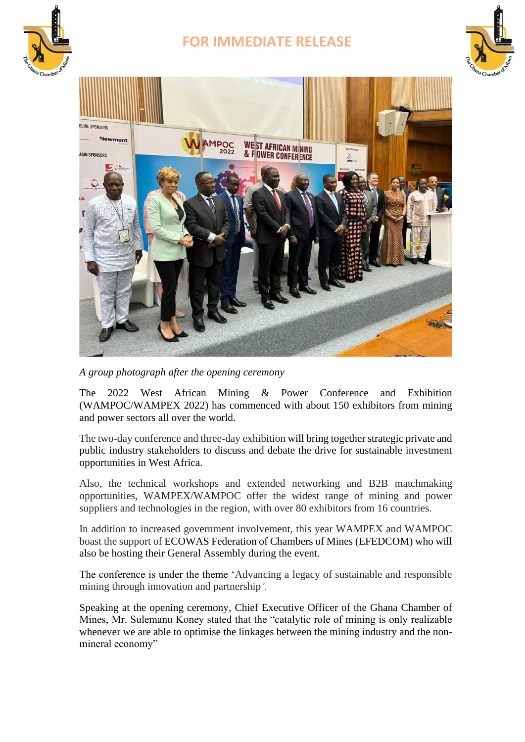# FOR IMMEDIATE RELEASE

*A group photograph after the opening ceremony*

The 2022 West African Mining & Power Conference and Exhibition (WAMPOC/WAMPEX 2022) has commenced with about 150 exhibitors from mining and power sectors all over the world.

The two-day conference and three-day exhibition will bring together strategic private and public industry stakeholders to discuss and debate the drive for sustainable investment opportunities in West Africa.

Also, the technical workshops and extended networking and B2B matchmaking opportunities, WAMPEX/WAMPOC offer the widest range of mining and power suppliers and technologies in the region, with over 80 exhibitors from 16 countries.

In addition to increased government involvement, this year WAMPEX and WAMPOC boast the support of ECOWAS Federation of Chambers of Mines (EFEDCOM) who will also be hosting their General Assembly during the event.

The conference is under the theme 'Advancing a legacy of sustainable and responsible mining through innovation and partnership'.

Speaking at the opening ceremony, Chief Executive Officer of the Ghana Chamber of Mines, Mr. Sulemanu Koney stated that the "catalytic role of mining is only realizable whenever we are able to optimise the linkages between the mining industry and the non-mineral economy"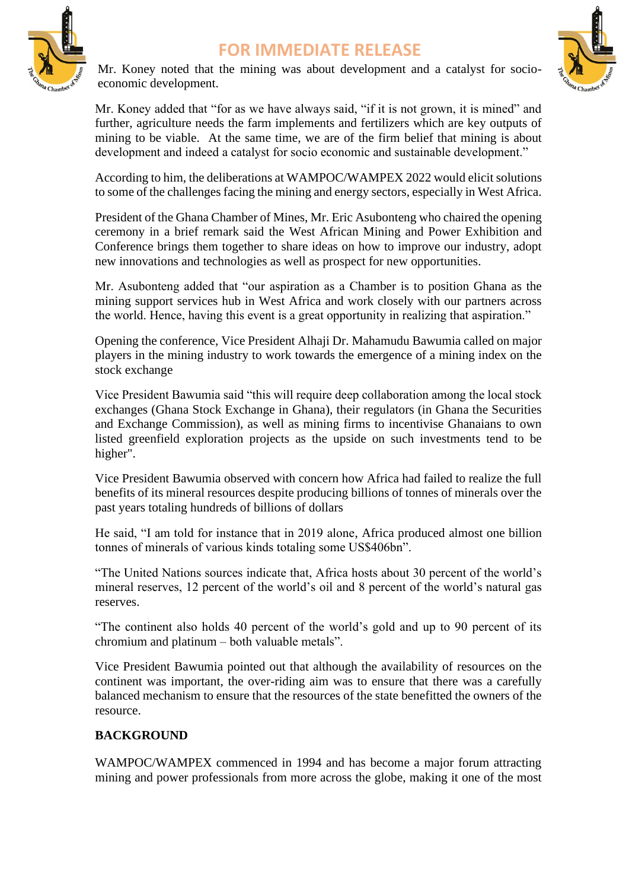Mr. Koney noted that the mining was about development and a catalyst for socio-economic development.

Mr. Koney added that "for as we have always said, "if it is not grown, it is mined" and further, agriculture needs the farm implements and fertilizers which are key outputs of mining to be viable. At the same time, we are of the firm belief that mining is about development and indeed a catalyst for socio economic and sustainable development."

According to him, the deliberations at WAMPOC/WAMPEX 2022 would elicit solutions to some of the challenges facing the mining and energy sectors, especially in West Africa.

President of the Ghana Chamber of Mines, Mr. Eric Asubonteng who chaired the opening ceremony in a brief remark said the West African Mining and Power Exhibition and Conference brings them together to share ideas on how to improve our industry, adopt new innovations and technologies as well as prospect for new opportunities.

Mr. Asubonteng added that "our aspiration as a Chamber is to position Ghana as the mining support services hub in West Africa and work closely with our partners across the world. Hence, having this event is a great opportunity in realizing that aspiration."

Opening the conference, Vice President Alhaji Dr. Mahamudu Bawumia called on major players in the mining industry to work towards the emergence of a mining index on the stock exchange

Vice President Bawumia said "this will require deep collaboration among the local stock exchanges (Ghana Stock Exchange in Ghana), their regulators (in Ghana the Securities and Exchange Commission), as well as mining firms to incentivise Ghanaians to own listed greenfield exploration projects as the upside on such investments tend to be higher".

Vice President Bawumia observed with concern how Africa had failed to realize the full benefits of its mineral resources despite producing billions of tonnes of minerals over the past years totaling hundreds of billions of dollars

He said, "I am told for instance that in 2019 alone, Africa produced almost one billion tonnes of minerals of various kinds totaling some US$406bn".

"The United Nations sources indicate that, Africa hosts about 30 percent of the world's mineral reserves, 12 percent of the world's oil and 8 percent of the world's natural gas reserves.

"The continent also holds 40 percent of the world's gold and up to 90 percent of its chromium and platinum – both valuable metals".

Vice President Bawumia pointed out that although the availability of resources on the continent was important, the over-riding aim was to ensure that there was a carefully balanced mechanism to ensure that the resources of the state benefitted the owners of the resource.

**BACKGROUND**

WAMPOC/WAMPEX commenced in 1994 and has become a major forum attracting mining and power professionals from more across the globe, making it one of the most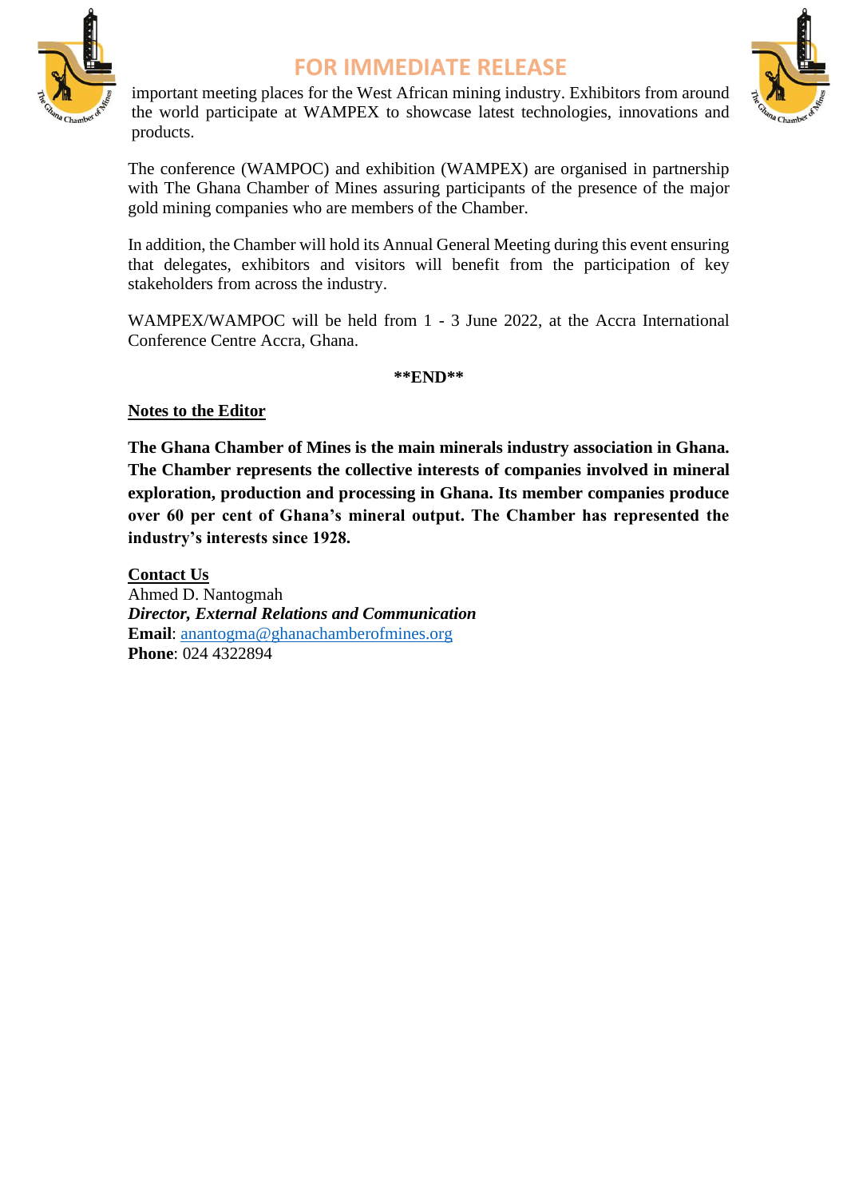important meeting places for the West African mining industry. Exhibitors from around the world participate at WAMPEX to showcase latest technologies, innovations and products.

The conference (WAMPOC) and exhibition (WAMPEX) are organised in partnership with The Ghana Chamber of Mines assuring participants of the presence of the major gold mining companies who are members of the Chamber.

In addition, the Chamber will hold its Annual General Meeting during this event ensuring that delegates, exhibitors and visitors will benefit from the participation of key stakeholders from across the industry.

WAMPEX/WAMPOC will be held from 1 - 3 June 2022, at the Accra International Conference Centre Accra, Ghana.

**END**

**Notes to the Editor**

**The Ghana Chamber of Mines is the main minerals industry association in Ghana. The Chamber represents the collective interests of companies involved in mineral exploration, production and processing in Ghana. Its member companies produce over 60 per cent of Ghana's mineral output. The Chamber has represented the industry's interests since 1928.**

**Contact Us**
Ahmed D. Nantogmah
***Director, External Relations and Communication***
**Email**: anantogma@ghanachamberofmines.org
**Phone**: 024 4322894